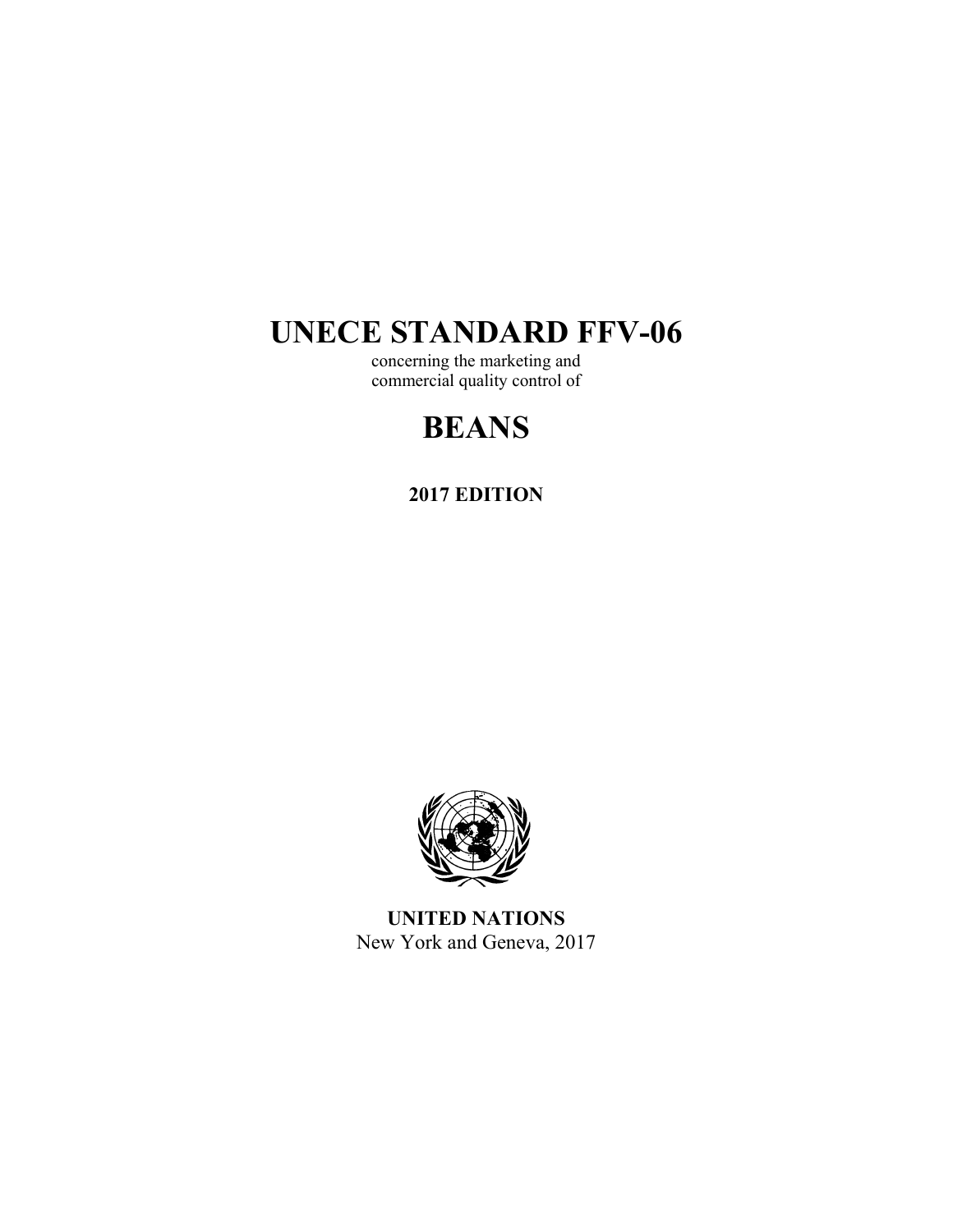# UNECE STANDARD FFV-06

concerning the marketing and
commercial quality control of

# BEANS

**2017 EDITION**

**UNITED NATIONS**
New York and Geneva, 2017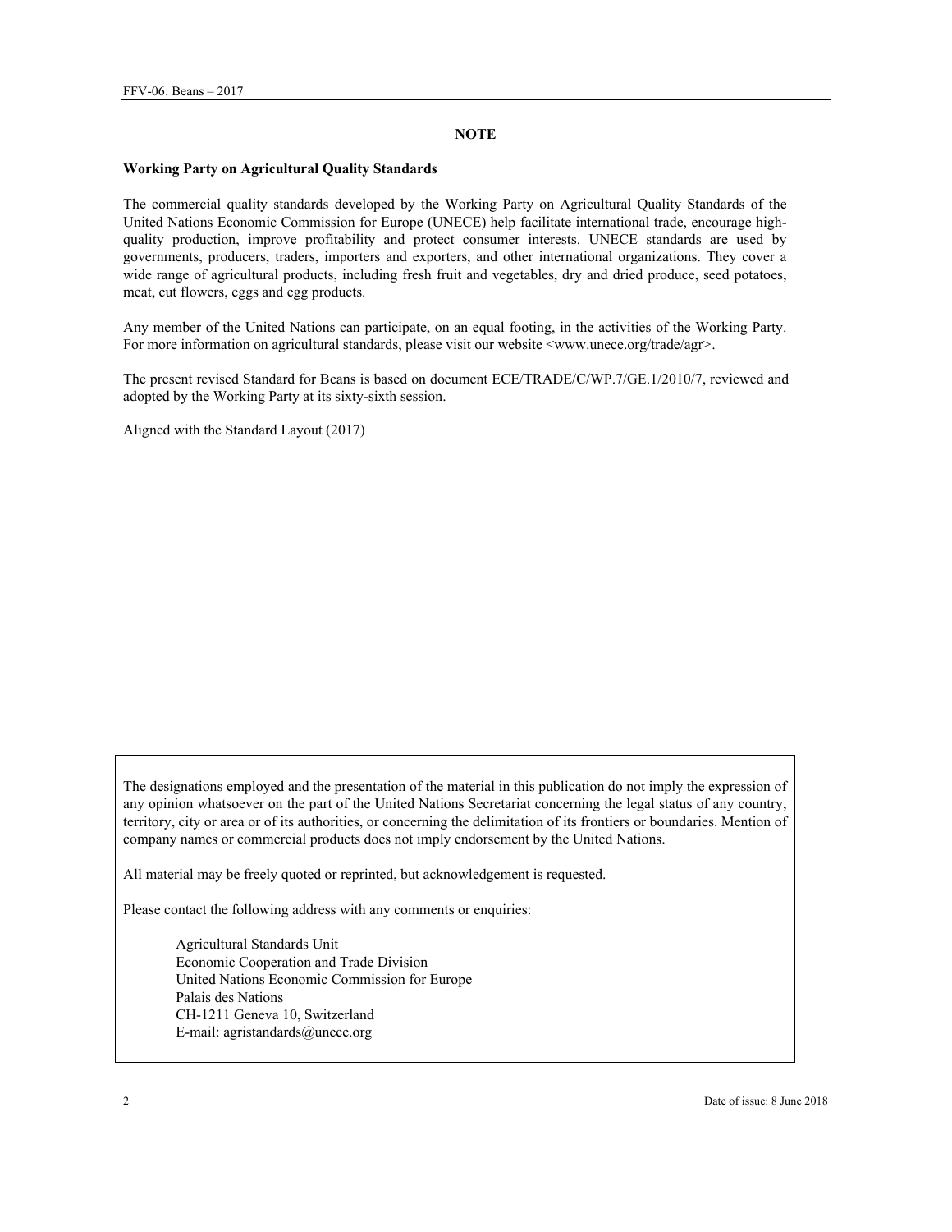## NOTE

### Working Party on Agricultural Quality Standards

The commercial quality standards developed by the Working Party on Agricultural Quality Standards of the United Nations Economic Commission for Europe (UNECE) help facilitate international trade, encourage high-quality production, improve profitability and protect consumer interests. UNECE standards are used by governments, producers, traders, importers and exporters, and other international organizations. They cover a wide range of agricultural products, including fresh fruit and vegetables, dry and dried produce, seed potatoes, meat, cut flowers, eggs and egg products.

Any member of the United Nations can participate, on an equal footing, in the activities of the Working Party. For more information on agricultural standards, please visit our website <www.unece.org/trade/agr>.

The present revised Standard for Beans is based on document ECE/TRADE/C/WP.7/GE.1/2010/7, reviewed and adopted by the Working Party at its sixty-sixth session.

Aligned with the Standard Layout (2017)

---

The designations employed and the presentation of the material in this publication do not imply the expression of any opinion whatsoever on the part of the United Nations Secretariat concerning the legal status of any country, territory, city or area or of its authorities, or concerning the delimitation of its frontiers or boundaries. Mention of company names or commercial products does not imply endorsement by the United Nations.

All material may be freely quoted or reprinted, but acknowledgement is requested.

Please contact the following address with any comments or enquiries:

Agricultural Standards Unit
Economic Cooperation and Trade Division
United Nations Economic Commission for Europe
Palais des Nations
CH-1211 Geneva 10, Switzerland
E-mail: agristandards@unece.org

---

Date of issue: 8 June 2018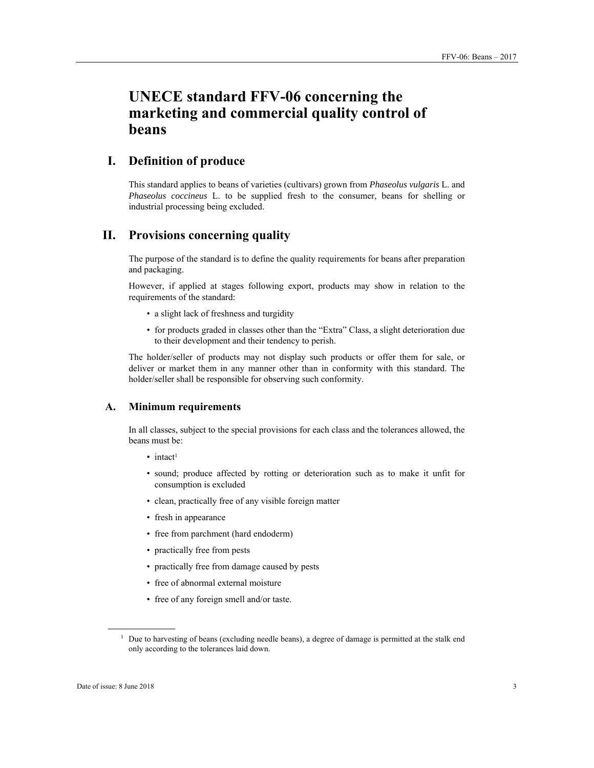# UNECE standard FFV-06 concerning the marketing and commercial quality control of beans

## I. Definition of produce

This standard applies to beans of varieties (cultivars) grown from *Phaseolus vulgaris* L. and *Phaseolus coccineus* L. to be supplied fresh to the consumer, beans for shelling or industrial processing being excluded.

## II. Provisions concerning quality

The purpose of the standard is to define the quality requirements for beans after preparation and packaging.

However, if applied at stages following export, products may show in relation to the requirements of the standard:

- a slight lack of freshness and turgidity
- for products graded in classes other than the "Extra" Class, a slight deterioration due to their development and their tendency to perish.

The holder/seller of products may not display such products or offer them for sale, or deliver or market them in any manner other than in conformity with this standard. The holder/seller shall be responsible for observing such conformity.

### A. Minimum requirements

In all classes, subject to the special provisions for each class and the tolerances allowed, the beans must be:

- intact[1]
- sound; produce affected by rotting or deterioration such as to make it unfit for consumption is excluded
- clean, practically free of any visible foreign matter
- fresh in appearance
- free from parchment (hard endoderm)
- practically free from pests
- practically free from damage caused by pests
- free of abnormal external moisture
- free of any foreign smell and/or taste.

[1] Due to harvesting of beans (excluding needle beans), a degree of damage is permitted at the stalk end only according to the tolerances laid down.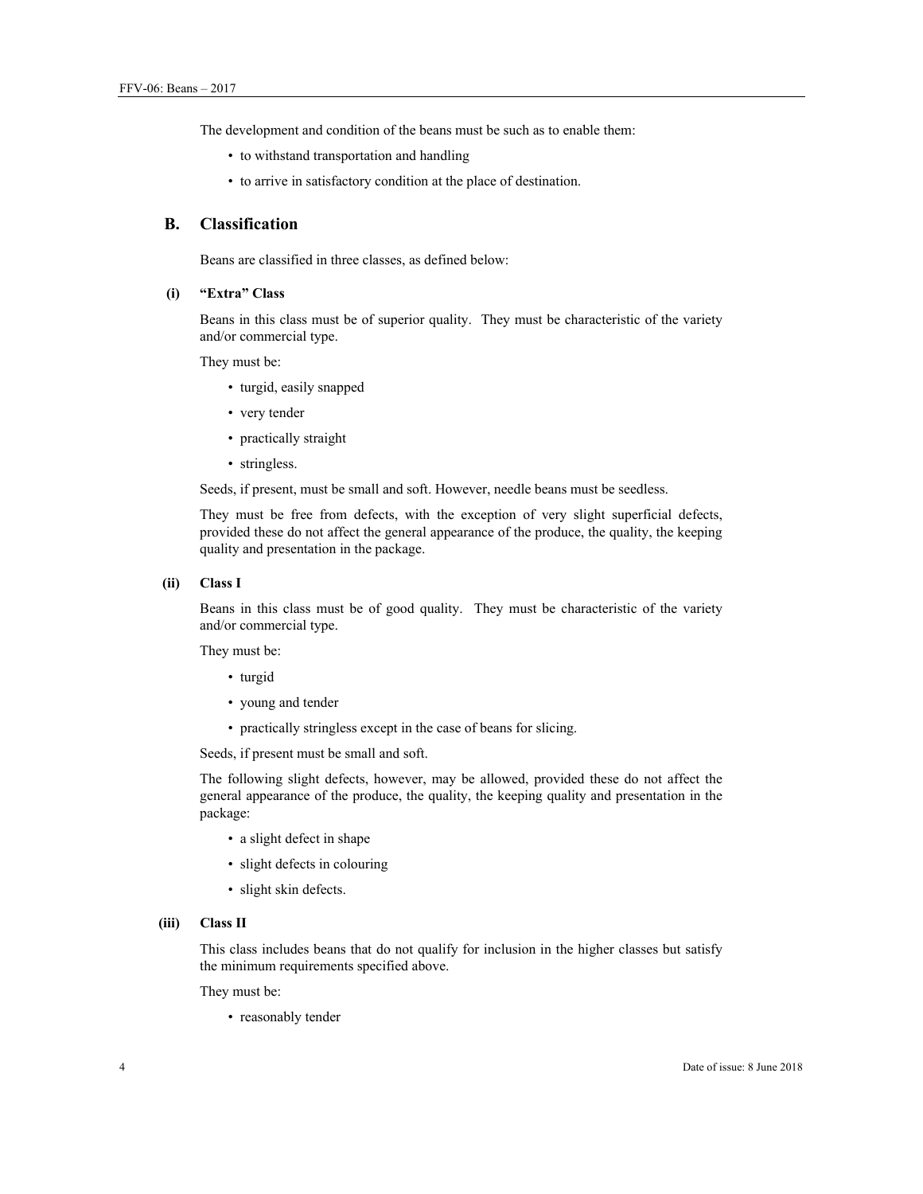The development and condition of the beans must be such as to enable them:

- to withstand transportation and handling
- to arrive in satisfactory condition at the place of destination.

## B. Classification

Beans are classified in three classes, as defined below:

### (i) "Extra" Class

Beans in this class must be of superior quality. They must be characteristic of the variety and/or commercial type.

They must be:

- turgid, easily snapped
- very tender
- practically straight
- stringless.

Seeds, if present, must be small and soft. However, needle beans must be seedless.

They must be free from defects, with the exception of very slight superficial defects, provided these do not affect the general appearance of the produce, the quality, the keeping quality and presentation in the package.

### (ii) Class I

Beans in this class must be of good quality. They must be characteristic of the variety and/or commercial type.

They must be:

- turgid
- young and tender
- practically stringless except in the case of beans for slicing.

Seeds, if present must be small and soft.

The following slight defects, however, may be allowed, provided these do not affect the general appearance of the produce, the quality, the keeping quality and presentation in the package:

- a slight defect in shape
- slight defects in colouring
- slight skin defects.

### (iii) Class II

This class includes beans that do not qualify for inclusion in the higher classes but satisfy the minimum requirements specified above.

They must be:

- reasonably tender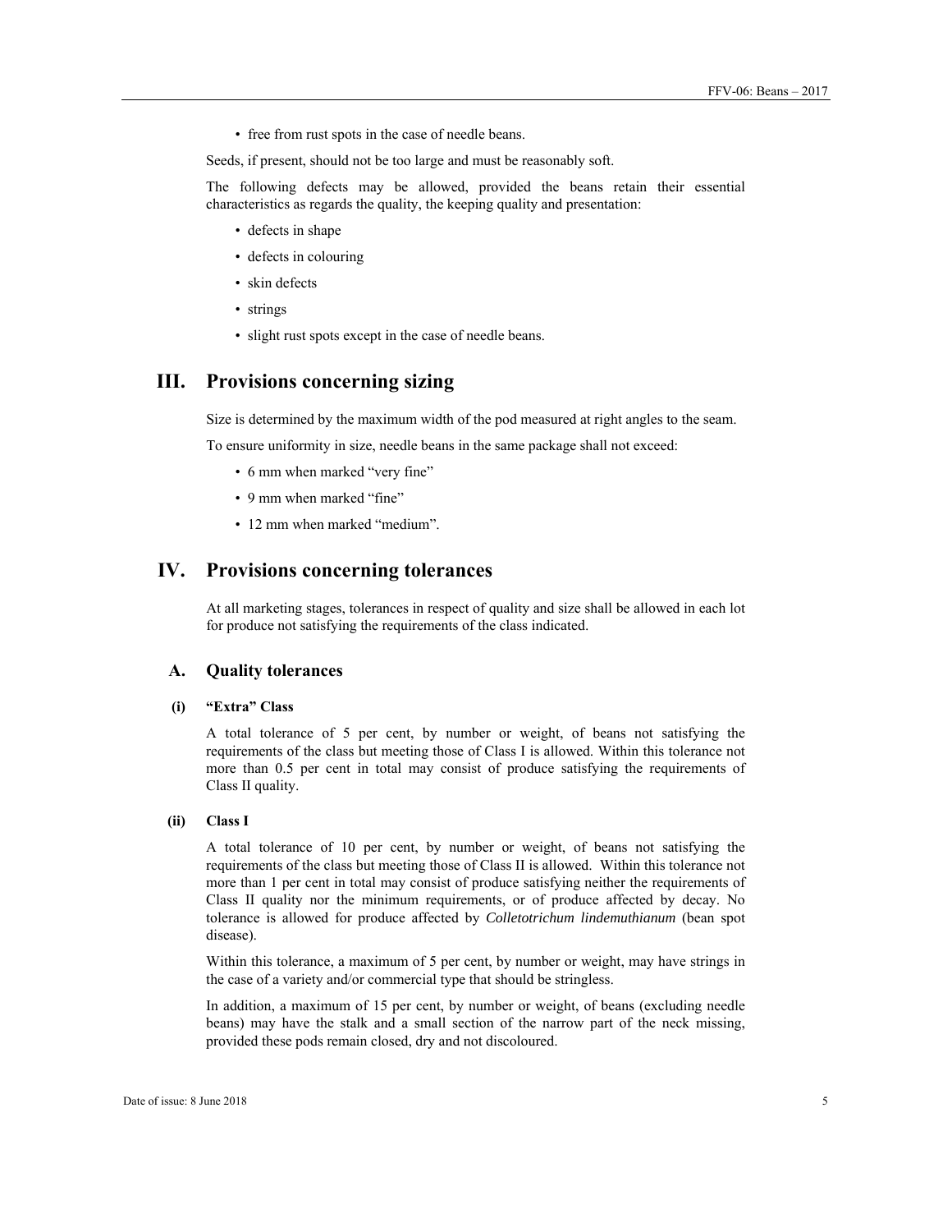- free from rust spots in the case of needle beans.

Seeds, if present, should not be too large and must be reasonably soft.

The following defects may be allowed, provided the beans retain their essential characteristics as regards the quality, the keeping quality and presentation:

- defects in shape
- defects in colouring
- skin defects
- strings
- slight rust spots except in the case of needle beans.

# III. Provisions concerning sizing

Size is determined by the maximum width of the pod measured at right angles to the seam.

To ensure uniformity in size, needle beans in the same package shall not exceed:

- 6 mm when marked "very fine"
- 9 mm when marked "fine"
- 12 mm when marked "medium".

# IV. Provisions concerning tolerances

At all marketing stages, tolerances in respect of quality and size shall be allowed in each lot for produce not satisfying the requirements of the class indicated.

## A. Quality tolerances

### (i) "Extra" Class

A total tolerance of 5 per cent, by number or weight, of beans not satisfying the requirements of the class but meeting those of Class I is allowed. Within this tolerance not more than 0.5 per cent in total may consist of produce satisfying the requirements of Class II quality.

### (ii) Class I

A total tolerance of 10 per cent, by number or weight, of beans not satisfying the requirements of the class but meeting those of Class II is allowed. Within this tolerance not more than 1 per cent in total may consist of produce satisfying neither the requirements of Class II quality nor the minimum requirements, or of produce affected by decay. No tolerance is allowed for produce affected by *Colletotrichum lindemuthianum* (bean spot disease).

Within this tolerance, a maximum of 5 per cent, by number or weight, may have strings in the case of a variety and/or commercial type that should be stringless.

In addition, a maximum of 15 per cent, by number or weight, of beans (excluding needle beans) may have the stalk and a small section of the narrow part of the neck missing, provided these pods remain closed, dry and not discoloured.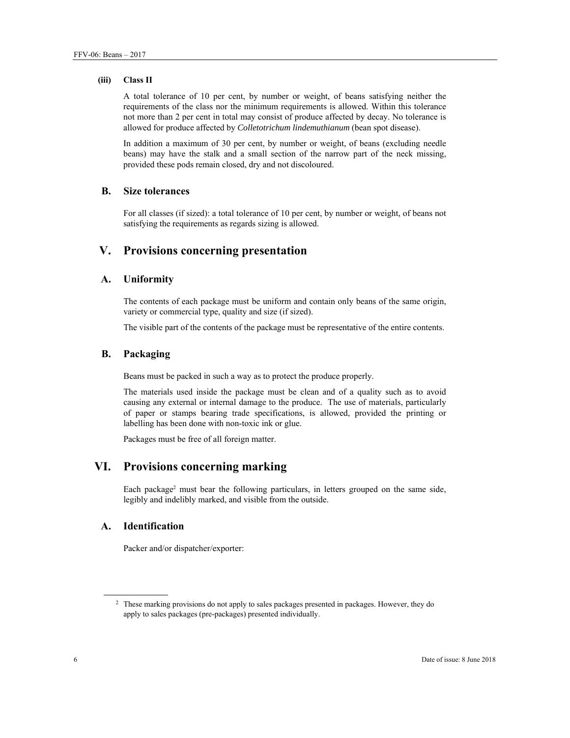#### (iii) Class II

A total tolerance of 10 per cent, by number or weight, of beans satisfying neither the requirements of the class nor the minimum requirements is allowed. Within this tolerance not more than 2 per cent in total may consist of produce affected by decay. No tolerance is allowed for produce affected by *Colletotrichum lindemuthianum* (bean spot disease).

In addition a maximum of 30 per cent, by number or weight, of beans (excluding needle beans) may have the stalk and a small section of the narrow part of the neck missing, provided these pods remain closed, dry and not discoloured.

### B. Size tolerances

For all classes (if sized): a total tolerance of 10 per cent, by number or weight, of beans not satisfying the requirements as regards sizing is allowed.

## V. Provisions concerning presentation

### A. Uniformity

The contents of each package must be uniform and contain only beans of the same origin, variety or commercial type, quality and size (if sized).

The visible part of the contents of the package must be representative of the entire contents.

### B. Packaging

Beans must be packed in such a way as to protect the produce properly.

The materials used inside the package must be clean and of a quality such as to avoid causing any external or internal damage to the produce. The use of materials, particularly of paper or stamps bearing trade specifications, is allowed, provided the printing or labelling has been done with non-toxic ink or glue.

Packages must be free of all foreign matter.

## VI. Provisions concerning marking

Each package[2] must bear the following particulars, in letters grouped on the same side, legibly and indelibly marked, and visible from the outside.

### A. Identification

Packer and/or dispatcher/exporter:

---

[2] These marking provisions do not apply to sales packages presented in packages. However, they do apply to sales packages (pre-packages) presented individually.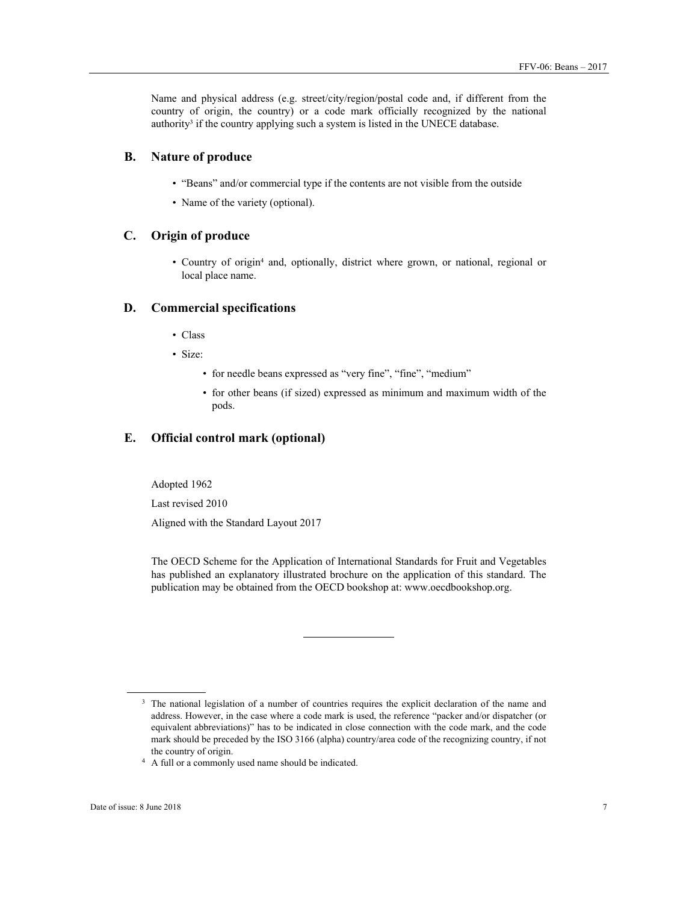Name and physical address (e.g. street/city/region/postal code and, if different from the country of origin, the country) or a code mark officially recognized by the national authority[3] if the country applying such a system is listed in the UNECE database.

## B. Nature of produce

- "Beans" and/or commercial type if the contents are not visible from the outside
- Name of the variety (optional).

## C. Origin of produce

- Country of origin[4] and, optionally, district where grown, or national, regional or local place name.

## D. Commercial specifications

- Class
- Size:
  - for needle beans expressed as "very fine", "fine", "medium"
  - for other beans (if sized) expressed as minimum and maximum width of the pods.

## E. Official control mark (optional)

Adopted 1962

Last revised 2010

Aligned with the Standard Layout 2017

The OECD Scheme for the Application of International Standards for Fruit and Vegetables has published an explanatory illustrated brochure on the application of this standard. The publication may be obtained from the OECD bookshop at: www.oecdbookshop.org.

---

[3] The national legislation of a number of countries requires the explicit declaration of the name and address. However, in the case where a code mark is used, the reference "packer and/or dispatcher (or equivalent abbreviations)" has to be indicated in close connection with the code mark, and the code mark should be preceded by the ISO 3166 (alpha) country/area code of the recognizing country, if not the country of origin.

[4] A full or a commonly used name should be indicated.